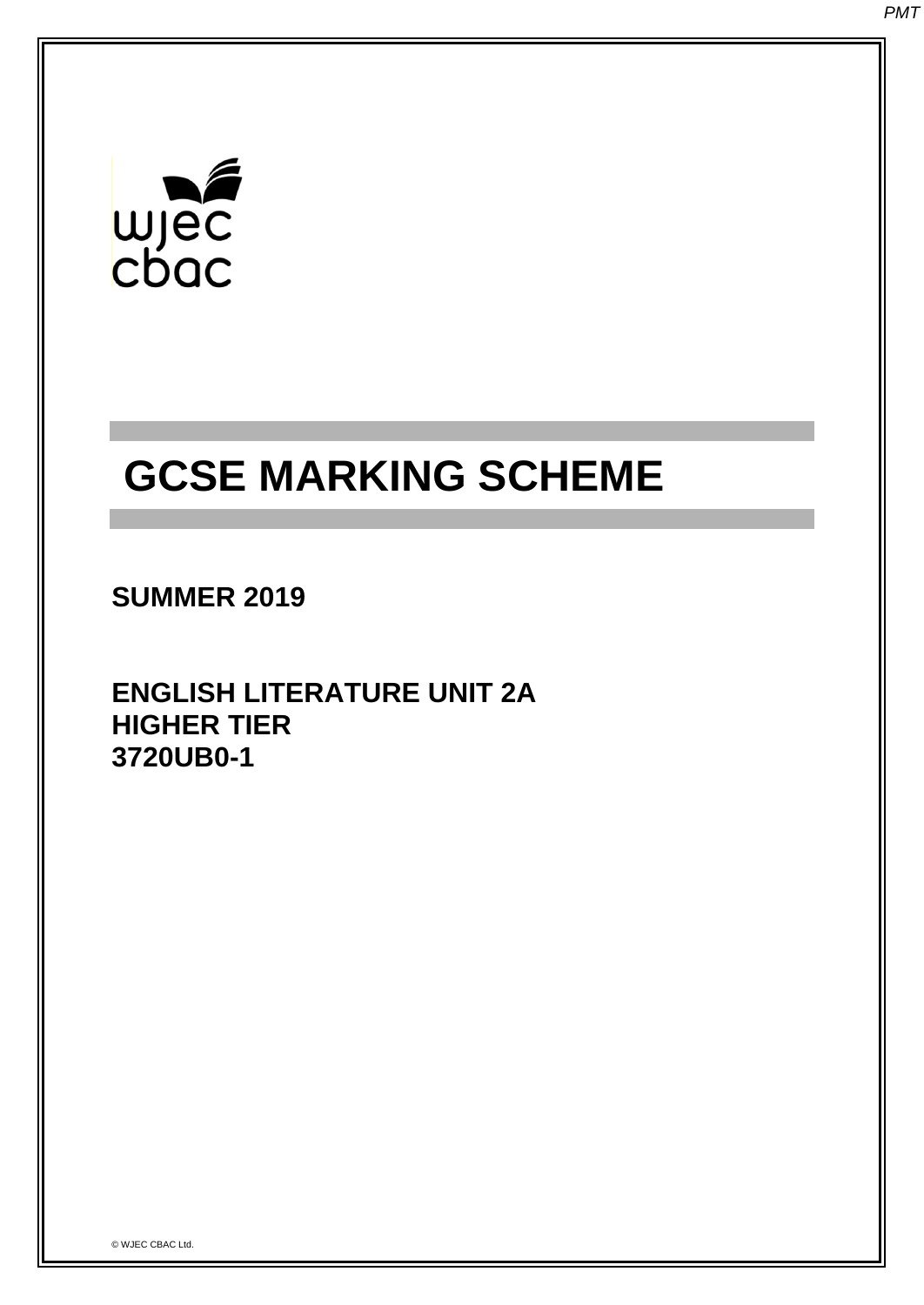wjec
cbac

# GCSE MARKING SCHEME

**SUMMER 2019**

**ENGLISH LITERATURE UNIT 2A**
**HIGHER TIER**
**3720UB0-1**

© WJEC CBAC Ltd.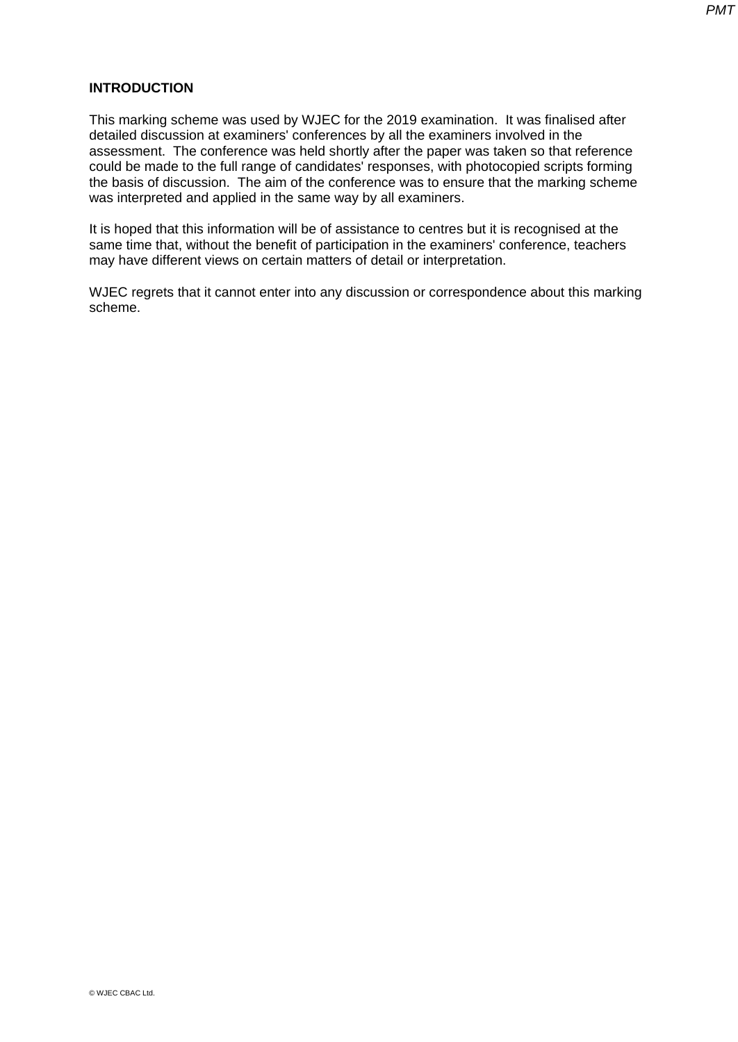## INTRODUCTION

This marking scheme was used by WJEC for the 2019 examination. It was finalised after detailed discussion at examiners' conferences by all the examiners involved in the assessment. The conference was held shortly after the paper was taken so that reference could be made to the full range of candidates' responses, with photocopied scripts forming the basis of discussion. The aim of the conference was to ensure that the marking scheme was interpreted and applied in the same way by all examiners.

It is hoped that this information will be of assistance to centres but it is recognised at the same time that, without the benefit of participation in the examiners' conference, teachers may have different views on certain matters of detail or interpretation.

WJEC regrets that it cannot enter into any discussion or correspondence about this marking scheme.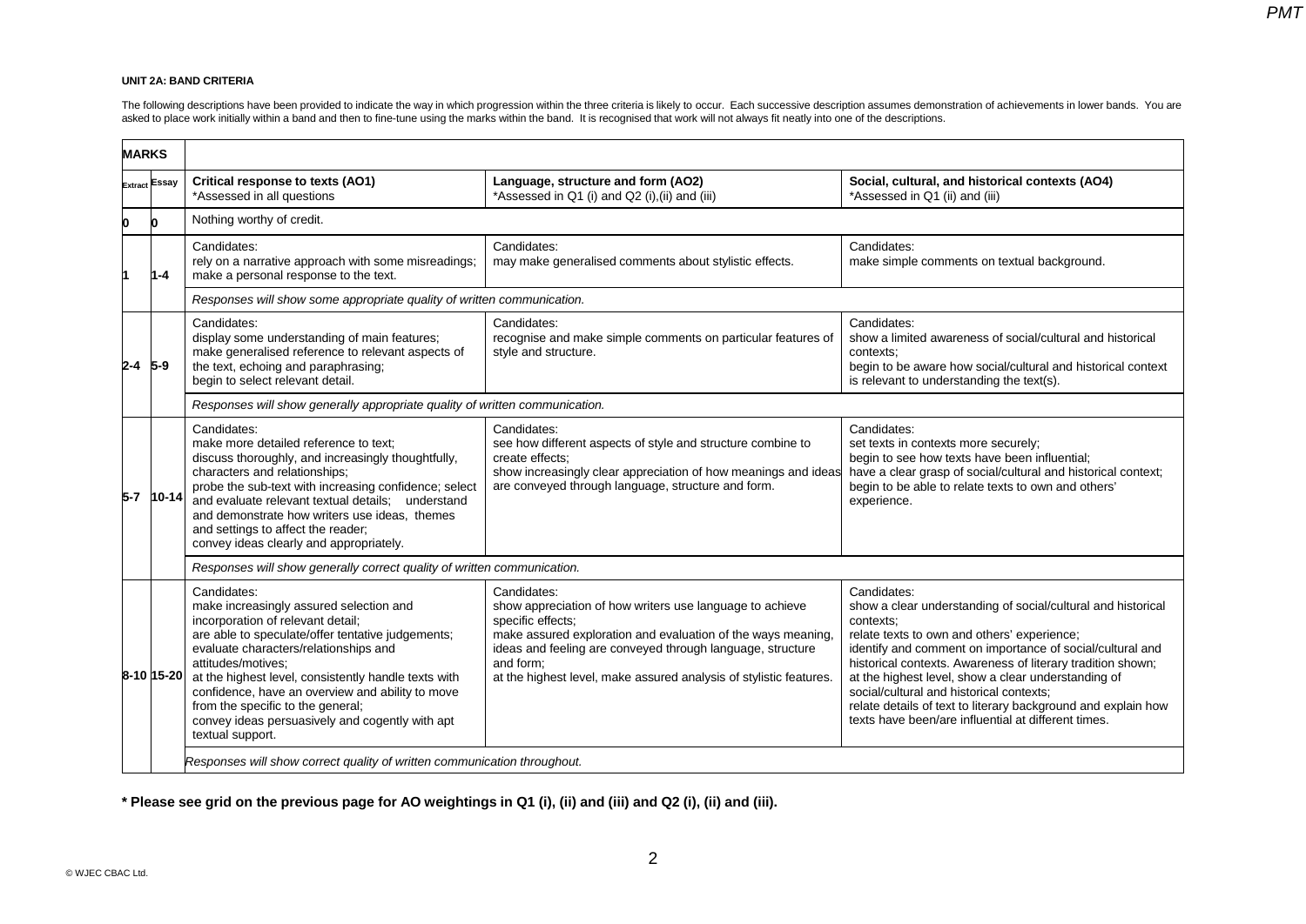**UNIT 2A: BAND CRITERIA**

The following descriptions have been provided to indicate the way in which progression within the three criteria is likely to occur. Each successive description assumes demonstration of achievements in lower bands. You are asked to place work initially within a band and then to fine-tune using the marks within the band. It is recognised that work will not always fit neatly into one of the descriptions.

| MARKS | | | | |
|---|---|---|---|---|
| **Extract** | **Essay** | **Critical response to texts (AO1)**<br>*Assessed in all questions | **Language, structure and form (AO2)**<br>*Assessed in Q1 (i) and Q2 (i),(ii) and (iii) | **Social, cultural, and historical contexts (AO4)**<br>*Assessed in Q1 (ii) and (iii) |
| **0** | **0** | Nothing worthy of credit. | | |
| **1** | **1-4** | Candidates:<br>rely on a narrative approach with some misreadings;<br>make a personal response to the text. | Candidates:<br>may make generalised comments about stylistic effects. | Candidates:<br>make simple comments on textual background. |
| | | *Responses will show some appropriate quality of written communication.* | | |
| **2-4** | **5-9** | Candidates:<br>display some understanding of main features;<br>make generalised reference to relevant aspects of the text, echoing and paraphrasing;<br>begin to select relevant detail. | Candidates:<br>recognise and make simple comments on particular features of style and structure. | Candidates:<br>show a limited awareness of social/cultural and historical contexts;<br>begin to be aware how social/cultural and historical context is relevant to understanding the text(s). |
| | | *Responses will show generally appropriate quality of written communication.* | | |
| **5-7** | **10-14** | Candidates:<br>make more detailed reference to text;<br>discuss thoroughly, and increasingly thoughtfully, characters and relationships;<br>probe the sub-text with increasing confidence; select and evaluate relevant textual details; understand and demonstrate how writers use ideas, themes and settings to affect the reader;<br>convey ideas clearly and appropriately. | Candidates:<br>see how different aspects of style and structure combine to create effects;<br>show increasingly clear appreciation of how meanings and ideas are conveyed through language, structure and form. | Candidates:<br>set texts in contexts more securely;<br>begin to see how texts have been influential;<br>have a clear grasp of social/cultural and historical context;<br>begin to be able to relate texts to own and others' experience. |
| | | *Responses will show generally correct quality of written communication.* | | |
| **8-10** | **15-20** | Candidates:<br>make increasingly assured selection and incorporation of relevant detail;<br>are able to speculate/offer tentative judgements;<br>evaluate characters/relationships and attitudes/motives;<br>at the highest level, consistently handle texts with confidence, have an overview and ability to move from the specific to the general;<br>convey ideas persuasively and cogently with apt textual support. | Candidates:<br>show appreciation of how writers use language to achieve specific effects;<br>make assured exploration and evaluation of the ways meaning, ideas and feeling are conveyed through language, structure and form;<br>at the highest level, make assured analysis of stylistic features. | Candidates:<br>show a clear understanding of social/cultural and historical contexts;<br>relate texts to own and others' experience;<br>identify and comment on importance of social/cultural and historical contexts. Awareness of literary tradition shown;<br>at the highest level, show a clear understanding of social/cultural and historical contexts;<br>relate details of text to literary background and explain how texts have been/are influential at different times. |
| | | *Responses will show correct quality of written communication throughout.* | | |

**\* Please see grid on the previous page for AO weightings in Q1 (i), (ii) and (iii) and Q2 (i), (ii) and (iii).**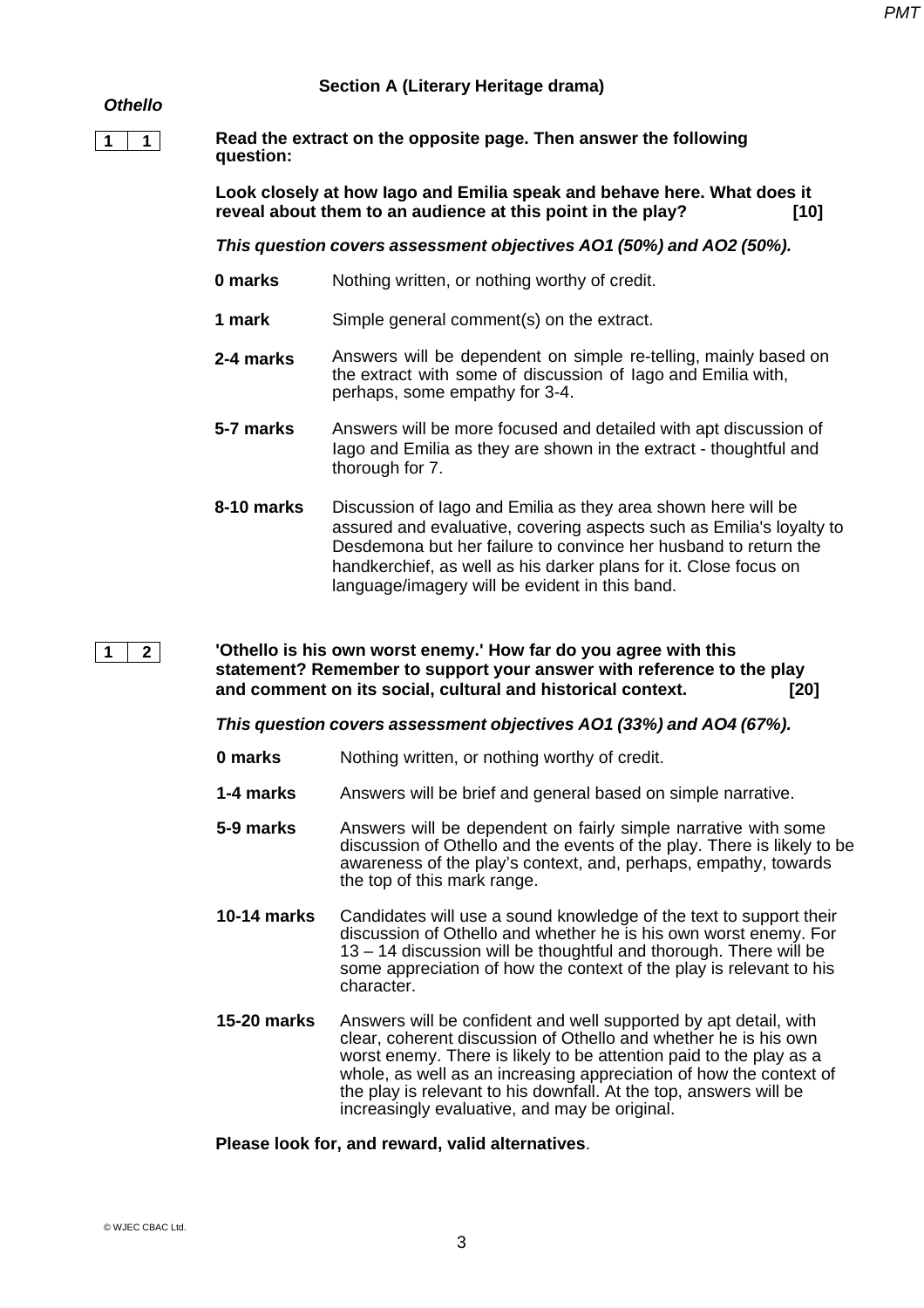**Section A (Literary Heritage drama)**

***Othello***

**1 1** **Read the extract on the opposite page. Then answer the following question:**

**Look closely at how Iago and Emilia speak and behave here. What does it reveal about them to an audience at this point in the play? [10]**

***This question covers assessment objectives AO1 (50%) and AO2 (50%).***

**0 marks** Nothing written, or nothing worthy of credit.

**1 mark** Simple general comment(s) on the extract.

**2-4 marks** Answers will be dependent on simple re-telling, mainly based on the extract with some of discussion of Iago and Emilia with, perhaps, some empathy for 3-4.

**5-7 marks** Answers will be more focused and detailed with apt discussion of Iago and Emilia as they are shown in the extract - thoughtful and thorough for 7.

**8-10 marks** Discussion of Iago and Emilia as they area shown here will be assured and evaluative, covering aspects such as Emilia's loyalty to Desdemona but her failure to convince her husband to return the handkerchief, as well as his darker plans for it. Close focus on language/imagery will be evident in this band.

**1 2** **'Othello is his own worst enemy.' How far do you agree with this statement? Remember to support your answer with reference to the play and comment on its social, cultural and historical context. [20]**

***This question covers assessment objectives AO1 (33%) and AO4 (67%).***

**0 marks** Nothing written, or nothing worthy of credit.

**1-4 marks** Answers will be brief and general based on simple narrative.

**5-9 marks** Answers will be dependent on fairly simple narrative with some discussion of Othello and the events of the play. There is likely to be awareness of the play's context, and, perhaps, empathy, towards the top of this mark range.

**10-14 marks** Candidates will use a sound knowledge of the text to support their discussion of Othello and whether he is his own worst enemy. For 13 – 14 discussion will be thoughtful and thorough. There will be some appreciation of how the context of the play is relevant to his character.

**15-20 marks** Answers will be confident and well supported by apt detail, with clear, coherent discussion of Othello and whether he is his own worst enemy. There is likely to be attention paid to the play as a whole, as well as an increasing appreciation of how the context of the play is relevant to his downfall. At the top, answers will be increasingly evaluative, and may be original.

**Please look for, and reward, valid alternatives**.

© WJEC CBAC Ltd.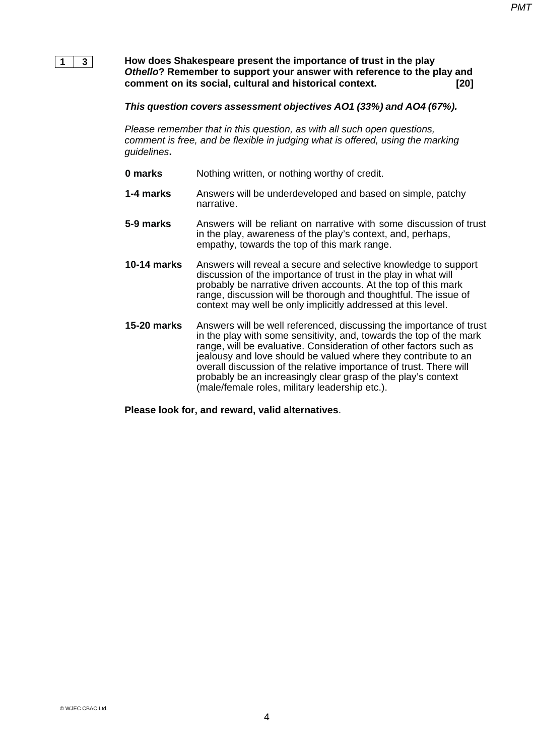**1 3** **How does Shakespeare present the importance of trust in the play *Othello*? Remember to support your answer with reference to the play and comment on its social, cultural and historical context. [20]**

***This question covers assessment objectives AO1 (33%) and AO4 (67%).***

*Please remember that in this question, as with all such open questions, comment is free, and be flexible in judging what is offered, using the marking guidelines*.

| | |
|---|---|
| **0 marks** | Nothing written, or nothing worthy of credit. |
| **1-4 marks** | Answers will be underdeveloped and based on simple, patchy narrative. |
| **5-9 marks** | Answers will be reliant on narrative with some discussion of trust in the play, awareness of the play's context, and, perhaps, empathy, towards the top of this mark range. |
| **10-14 marks** | Answers will reveal a secure and selective knowledge to support discussion of the importance of trust in the play in what will probably be narrative driven accounts. At the top of this mark range, discussion will be thorough and thoughtful. The issue of context may well be only implicitly addressed at this level. |
| **15-20 marks** | Answers will be well referenced, discussing the importance of trust in the play with some sensitivity, and, towards the top of the mark range, will be evaluative. Consideration of other factors such as jealousy and love should be valued where they contribute to an overall discussion of the relative importance of trust. There will probably be an increasingly clear grasp of the play's context (male/female roles, military leadership etc.). |

**Please look for, and reward, valid alternatives**.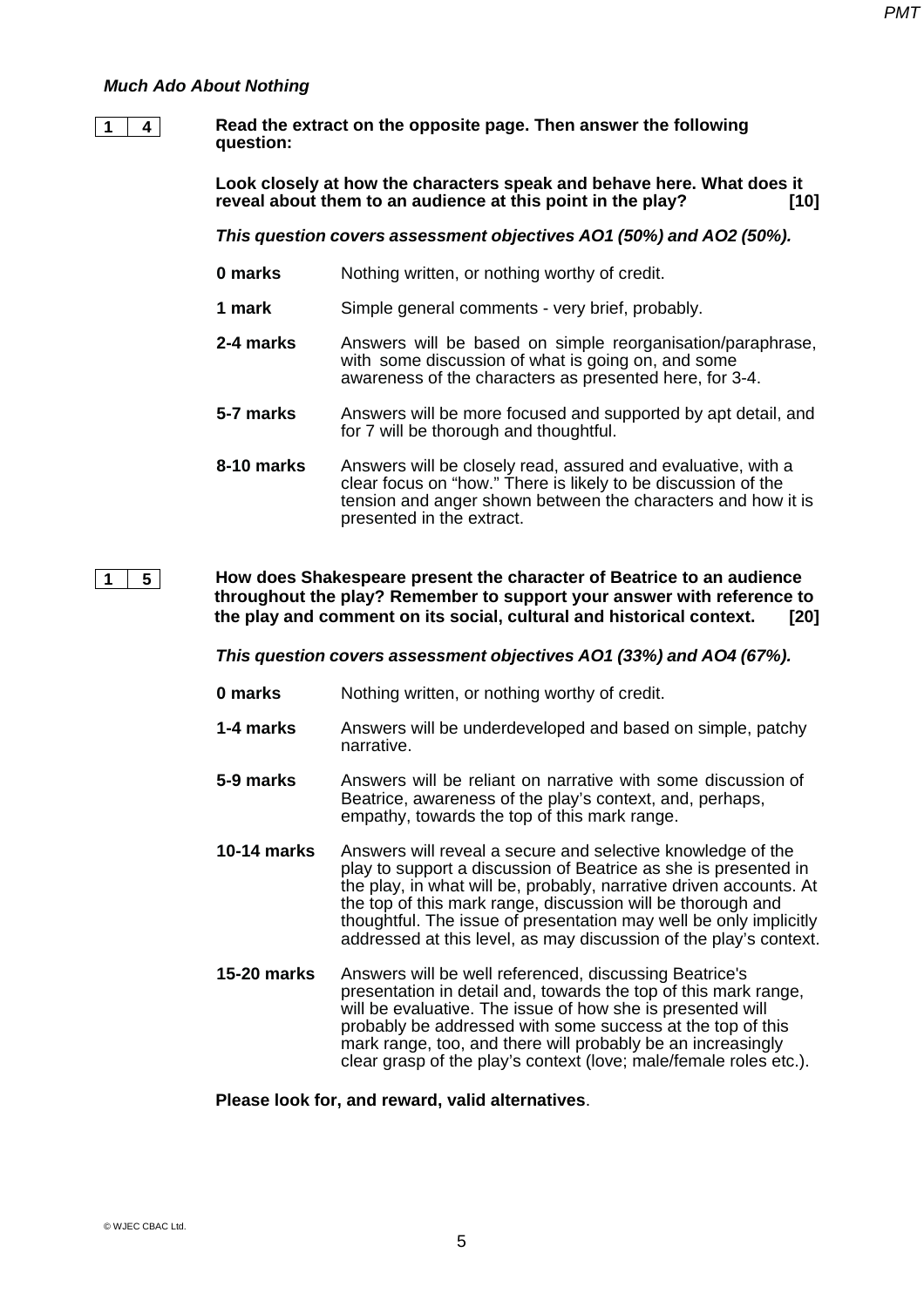***Much Ado About Nothing***

**1 4** **Read the extract on the opposite page. Then answer the following question:**

**Look closely at how the characters speak and behave here. What does it reveal about them to an audience at this point in the play? [10]**

***This question covers assessment objectives AO1 (50%) and AO2 (50%).***

| | |
|---|---|
| **0 marks** | Nothing written, or nothing worthy of credit. |
| **1 mark** | Simple general comments - very brief, probably. |
| **2-4 marks** | Answers will be based on simple reorganisation/paraphrase, with some discussion of what is going on, and some awareness of the characters as presented here, for 3-4. |
| **5-7 marks** | Answers will be more focused and supported by apt detail, and for 7 will be thorough and thoughtful. |
| **8-10 marks** | Answers will be closely read, assured and evaluative, with a clear focus on "how." There is likely to be discussion of the tension and anger shown between the characters and how it is presented in the extract. |

**1 5** **How does Shakespeare present the character of Beatrice to an audience throughout the play? Remember to support your answer with reference to the play and comment on its social, cultural and historical context. [20]**

***This question covers assessment objectives AO1 (33%) and AO4 (67%).***

| | |
|---|---|
| **0 marks** | Nothing written, or nothing worthy of credit. |
| **1-4 marks** | Answers will be underdeveloped and based on simple, patchy narrative. |
| **5-9 marks** | Answers will be reliant on narrative with some discussion of Beatrice, awareness of the play's context, and, perhaps, empathy, towards the top of this mark range. |
| **10-14 marks** | Answers will reveal a secure and selective knowledge of the play to support a discussion of Beatrice as she is presented in the play, in what will be, probably, narrative driven accounts. At the top of this mark range, discussion will be thorough and thoughtful. The issue of presentation may well be only implicitly addressed at this level, as may discussion of the play's context. |
| **15-20 marks** | Answers will be well referenced, discussing Beatrice's presentation in detail and, towards the top of this mark range, will be evaluative. The issue of how she is presented will probably be addressed with some success at the top of this mark range, too, and there will probably be an increasingly clear grasp of the play's context (love; male/female roles etc.). |

**Please look for, and reward, valid alternatives**.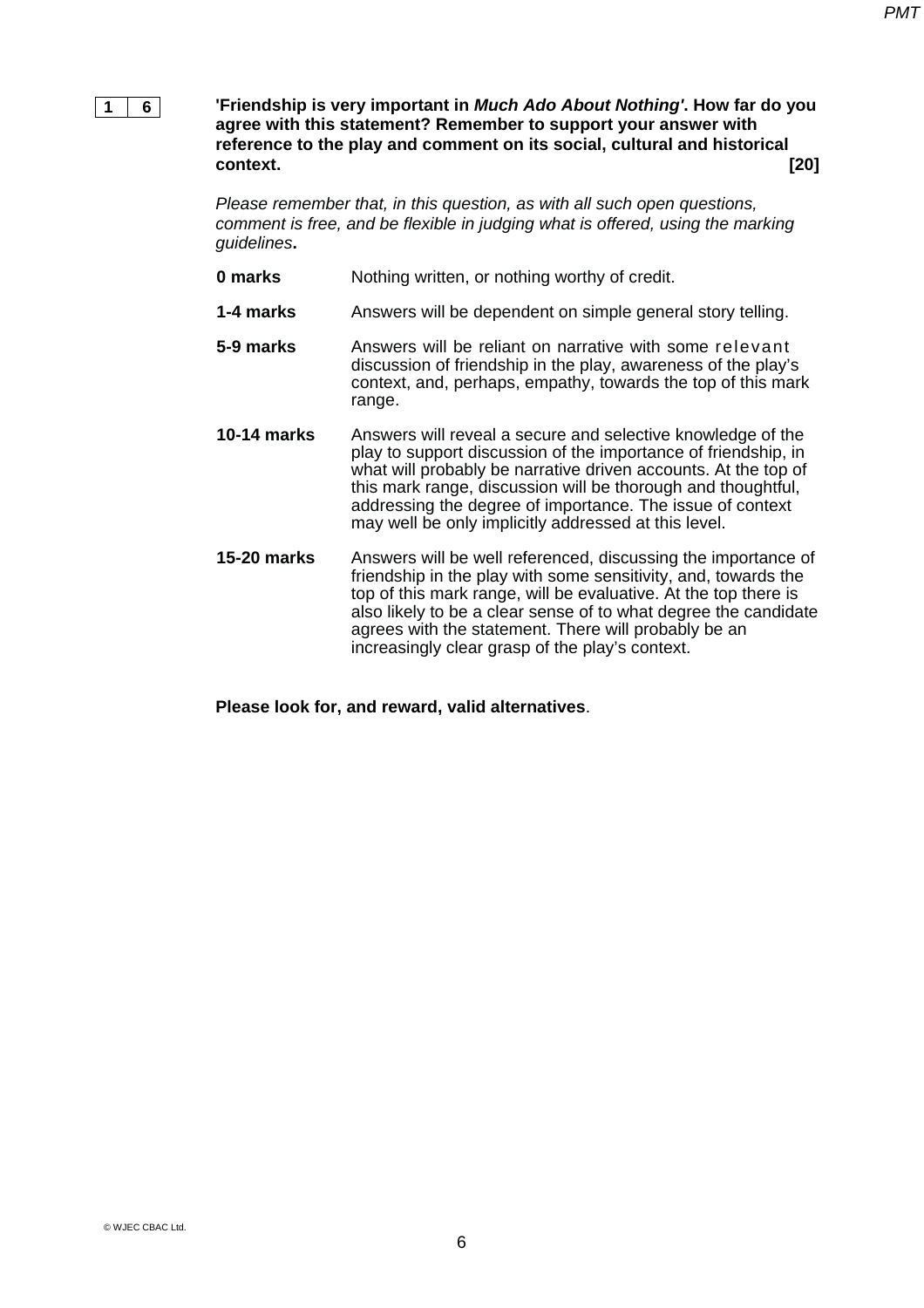**1 6** **'Friendship is very important in *Much Ado About Nothing'*. How far do you agree with this statement? Remember to support your answer with reference to the play and comment on its social, cultural and historical context. [20]**

*Please remember that, in this question, as with all such open questions, comment is free, and be flexible in judging what is offered, using the marking guidelines***.**

| | |
|---|---|
| **0 marks** | Nothing written, or nothing worthy of credit. |
| **1-4 marks** | Answers will be dependent on simple general story telling. |
| **5-9 marks** | Answers will be reliant on narrative with some relevant discussion of friendship in the play, awareness of the play's context, and, perhaps, empathy, towards the top of this mark range. |
| **10-14 marks** | Answers will reveal a secure and selective knowledge of the play to support discussion of the importance of friendship, in what will probably be narrative driven accounts. At the top of this mark range, discussion will be thorough and thoughtful, addressing the degree of importance. The issue of context may well be only implicitly addressed at this level. |
| **15-20 marks** | Answers will be well referenced, discussing the importance of friendship in the play with some sensitivity, and, towards the top of this mark range, will be evaluative. At the top there is also likely to be a clear sense of to what degree the candidate agrees with the statement. There will probably be an increasingly clear grasp of the play's context. |

**Please look for, and reward, valid alternatives**.

© WJEC CBAC Ltd.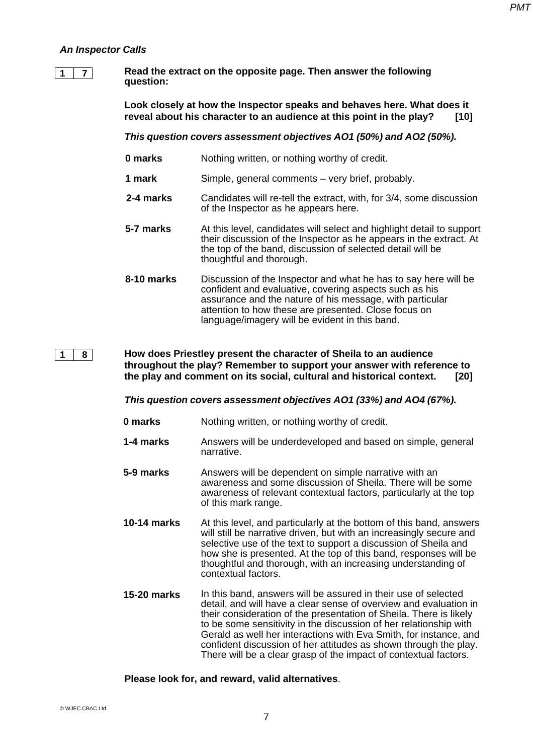***An Inspector Calls***

**1 7** **Read the extract on the opposite page. Then answer the following question:**

**Look closely at how the Inspector speaks and behaves here. What does it reveal about his character to an audience at this point in the play? [10]**

***This question covers assessment objectives AO1 (50%) and AO2 (50%).***

| | |
|---|---|
| **0 marks** | Nothing written, or nothing worthy of credit. |
| **1 mark** | Simple, general comments – very brief, probably. |
| **2-4 marks** | Candidates will re-tell the extract, with, for 3/4, some discussion of the Inspector as he appears here. |
| **5-7 marks** | At this level, candidates will select and highlight detail to support their discussion of the Inspector as he appears in the extract. At the top of the band, discussion of selected detail will be thoughtful and thorough. |
| **8-10 marks** | Discussion of the Inspector and what he has to say here will be confident and evaluative, covering aspects such as his assurance and the nature of his message, with particular attention to how these are presented. Close focus on language/imagery will be evident in this band. |

**1 8** **How does Priestley present the character of Sheila to an audience throughout the play? Remember to support your answer with reference to the play and comment on its social, cultural and historical context. [20]**

***This question covers assessment objectives AO1 (33%) and AO4 (67%).***

| | |
|---|---|
| **0 marks** | Nothing written, or nothing worthy of credit. |
| **1-4 marks** | Answers will be underdeveloped and based on simple, general narrative. |
| **5-9 marks** | Answers will be dependent on simple narrative with an awareness and some discussion of Sheila. There will be some awareness of relevant contextual factors, particularly at the top of this mark range. |
| **10-14 marks** | At this level, and particularly at the bottom of this band, answers will still be narrative driven, but with an increasingly secure and selective use of the text to support a discussion of Sheila and how she is presented. At the top of this band, responses will be thoughtful and thorough, with an increasing understanding of contextual factors. |
| **15-20 marks** | In this band, answers will be assured in their use of selected detail, and will have a clear sense of overview and evaluation in their consideration of the presentation of Sheila. There is likely to be some sensitivity in the discussion of her relationship with Gerald as well her interactions with Eva Smith, for instance, and confident discussion of her attitudes as shown through the play. There will be a clear grasp of the impact of contextual factors. |

**Please look for, and reward, valid alternatives**.

© WJEC CBAC Ltd.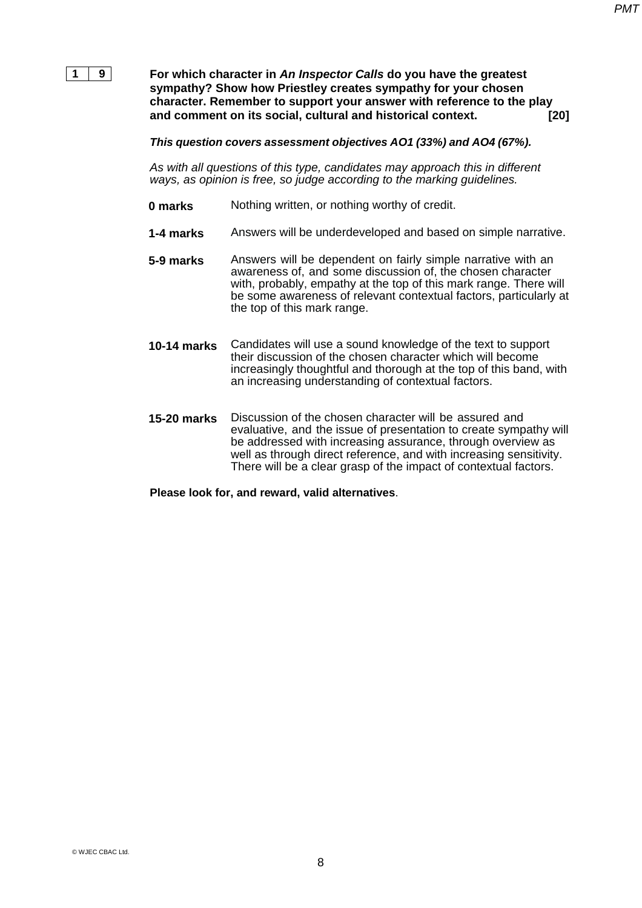**1 9** **For which character in *An Inspector Calls* do you have the greatest sympathy? Show how Priestley creates sympathy for your chosen character. Remember to support your answer with reference to the play and comment on its social, cultural and historical context. [20]**

***This question covers assessment objectives AO1 (33%) and AO4 (67%).***

*As with all questions of this type, candidates may approach this in different ways, as opinion is free, so judge according to the marking guidelines.*

| | |
|---|---|
| **0 marks** | Nothing written, or nothing worthy of credit. |
| **1-4 marks** | Answers will be underdeveloped and based on simple narrative. |
| **5-9 marks** | Answers will be dependent on fairly simple narrative with an awareness of, and some discussion of, the chosen character with, probably, empathy at the top of this mark range. There will be some awareness of relevant contextual factors, particularly at the top of this mark range. |
| **10-14 marks** | Candidates will use a sound knowledge of the text to support their discussion of the chosen character which will become increasingly thoughtful and thorough at the top of this band, with an increasing understanding of contextual factors. |
| **15-20 marks** | Discussion of the chosen character will be assured and evaluative, and the issue of presentation to create sympathy will be addressed with increasing assurance, through overview as well as through direct reference, and with increasing sensitivity. There will be a clear grasp of the impact of contextual factors. |

**Please look for, and reward, valid alternatives**.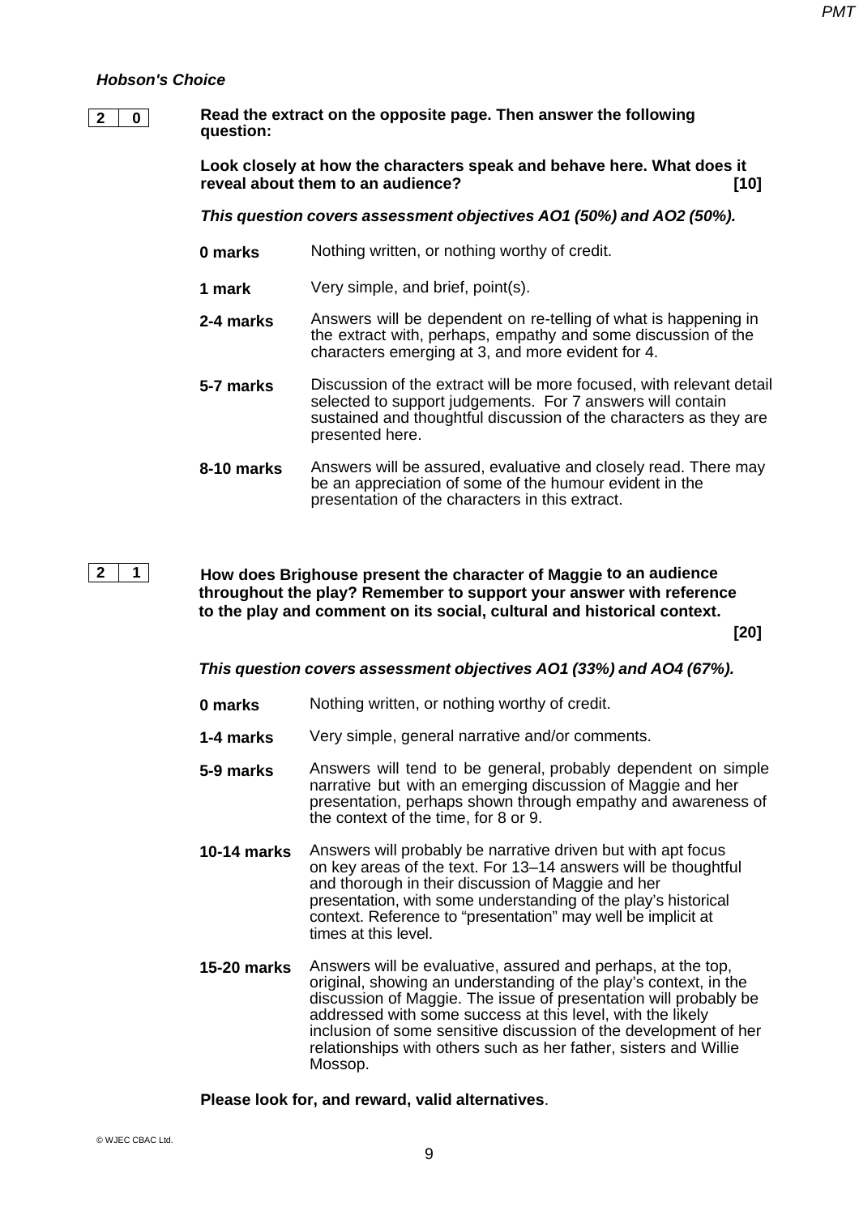***Hobson's Choice***

**2 0** **Read the extract on the opposite page. Then answer the following question:**

**Look closely at how the characters speak and behave here. What does it reveal about them to an audience? [10]**

***This question covers assessment objectives AO1 (50%) and AO2 (50%).***

| | |
|---|---|
| **0 marks** | Nothing written, or nothing worthy of credit. |
| **1 mark** | Very simple, and brief, point(s). |
| **2-4 marks** | Answers will be dependent on re-telling of what is happening in the extract with, perhaps, empathy and some discussion of the characters emerging at 3, and more evident for 4. |
| **5-7 marks** | Discussion of the extract will be more focused, with relevant detail selected to support judgements. For 7 answers will contain sustained and thoughtful discussion of the characters as they are presented here. |
| **8-10 marks** | Answers will be assured, evaluative and closely read. There may be an appreciation of some of the humour evident in the presentation of the characters in this extract. |

**2 1** **How does Brighouse present the character of Maggie to an audience throughout the play? Remember to support your answer with reference to the play and comment on its social, cultural and historical context. [20]**

***This question covers assessment objectives AO1 (33%) and AO4 (67%).***

| | |
|---|---|
| **0 marks** | Nothing written, or nothing worthy of credit. |
| **1-4 marks** | Very simple, general narrative and/or comments. |
| **5-9 marks** | Answers will tend to be general, probably dependent on simple narrative but with an emerging discussion of Maggie and her presentation, perhaps shown through empathy and awareness of the context of the time, for 8 or 9. |
| **10-14 marks** | Answers will probably be narrative driven but with apt focus on key areas of the text. For 13–14 answers will be thoughtful and thorough in their discussion of Maggie and her presentation, with some understanding of the play's historical context. Reference to "presentation" may well be implicit at times at this level. |
| **15-20 marks** | Answers will be evaluative, assured and perhaps, at the top, original, showing an understanding of the play's context, in the discussion of Maggie. The issue of presentation will probably be addressed with some success at this level, with the likely inclusion of some sensitive discussion of the development of her relationships with others such as her father, sisters and Willie Mossop. |

**Please look for, and reward, valid alternatives**.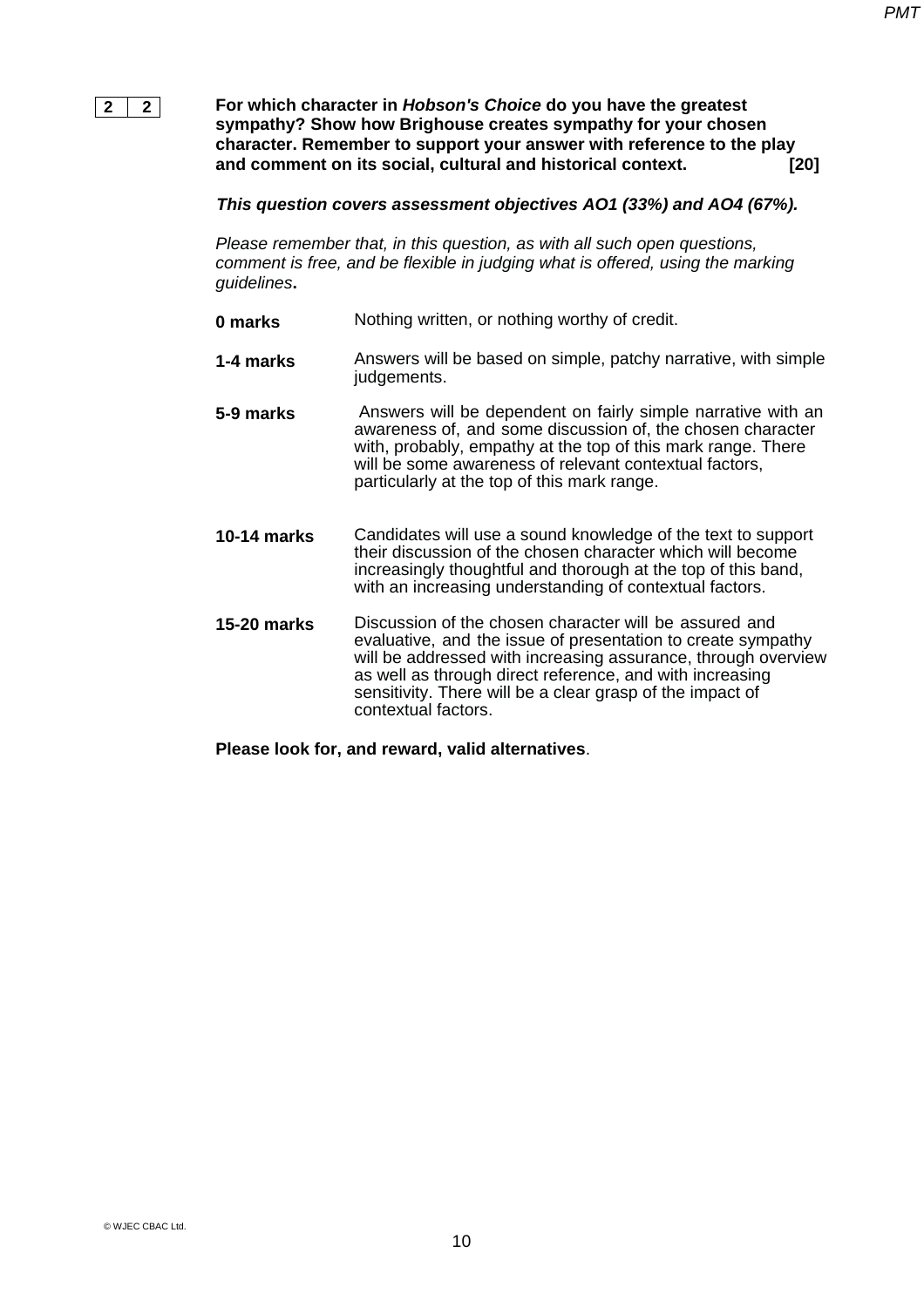**2 2** **For which character in *Hobson's Choice* do you have the greatest sympathy? Show how Brighouse creates sympathy for your chosen character. Remember to support your answer with reference to the play and comment on its social, cultural and historical context. [20]**

***This question covers assessment objectives AO1 (33%) and AO4 (67%).***

*Please remember that, in this question, as with all such open questions, comment is free, and be flexible in judging what is offered, using the marking guidelines*.

| | |
|---|---|
| **0 marks** | Nothing written, or nothing worthy of credit. |
| **1-4 marks** | Answers will be based on simple, patchy narrative, with simple judgements. |
| **5-9 marks** | Answers will be dependent on fairly simple narrative with an awareness of, and some discussion of, the chosen character with, probably, empathy at the top of this mark range. There will be some awareness of relevant contextual factors, particularly at the top of this mark range. |
| **10-14 marks** | Candidates will use a sound knowledge of the text to support their discussion of the chosen character which will become increasingly thoughtful and thorough at the top of this band, with an increasing understanding of contextual factors. |
| **15-20 marks** | Discussion of the chosen character will be assured and evaluative, and the issue of presentation to create sympathy will be addressed with increasing assurance, through overview as well as through direct reference, and with increasing sensitivity. There will be a clear grasp of the impact of contextual factors. |

**Please look for, and reward, valid alternatives**.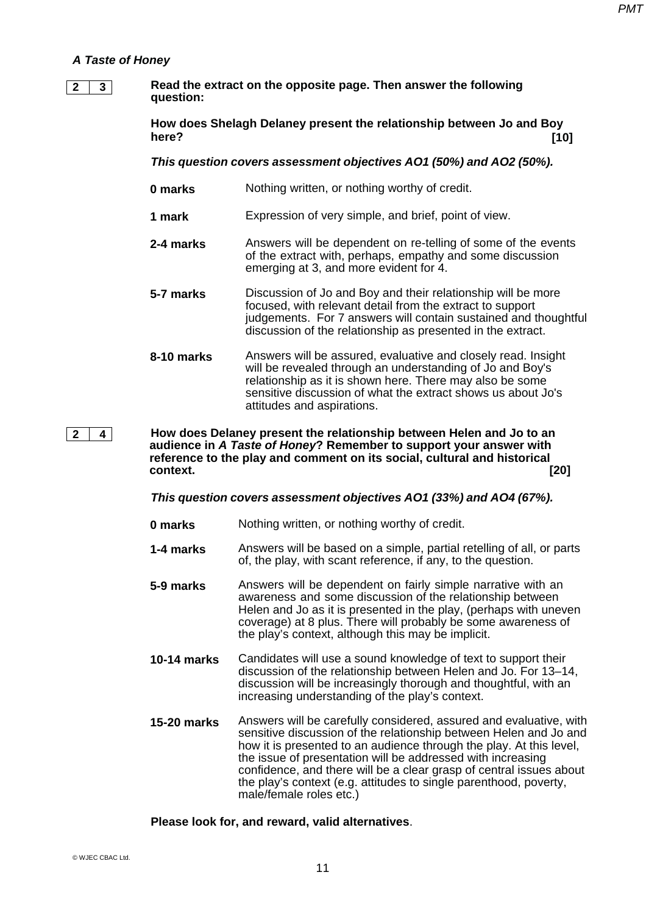***A Taste of Honey***

**2 3** **Read the extract on the opposite page. Then answer the following question:**

**How does Shelagh Delaney present the relationship between Jo and Boy here? [10]**

***This question covers assessment objectives AO1 (50%) and AO2 (50%).***

| | |
|---|---|
| **0 marks** | Nothing written, or nothing worthy of credit. |
| **1 mark** | Expression of very simple, and brief, point of view. |
| **2-4 marks** | Answers will be dependent on re-telling of some of the events of the extract with, perhaps, empathy and some discussion emerging at 3, and more evident for 4. |
| **5-7 marks** | Discussion of Jo and Boy and their relationship will be more focused, with relevant detail from the extract to support judgements. For 7 answers will contain sustained and thoughtful discussion of the relationship as presented in the extract. |
| **8-10 marks** | Answers will be assured, evaluative and closely read. Insight will be revealed through an understanding of Jo and Boy's relationship as it is shown here. There may also be some sensitive discussion of what the extract shows us about Jo's attitudes and aspirations. |

**2 4** **How does Delaney present the relationship between Helen and Jo to an audience in *A Taste of Honey*? Remember to support your answer with reference to the play and comment on its social, cultural and historical context. [20]**

***This question covers assessment objectives AO1 (33%) and AO4 (67%).***

| | |
|---|---|
| **0 marks** | Nothing written, or nothing worthy of credit. |
| **1-4 marks** | Answers will be based on a simple, partial retelling of all, or parts of, the play, with scant reference, if any, to the question. |
| **5-9 marks** | Answers will be dependent on fairly simple narrative with an awareness and some discussion of the relationship between Helen and Jo as it is presented in the play, (perhaps with uneven coverage) at 8 plus. There will probably be some awareness of the play's context, although this may be implicit. |
| **10-14 marks** | Candidates will use a sound knowledge of text to support their discussion of the relationship between Helen and Jo. For 13–14, discussion will be increasingly thorough and thoughtful, with an increasing understanding of the play's context. |
| **15-20 marks** | Answers will be carefully considered, assured and evaluative, with sensitive discussion of the relationship between Helen and Jo and how it is presented to an audience through the play. At this level, the issue of presentation will be addressed with increasing confidence, and there will be a clear grasp of central issues about the play's context (e.g. attitudes to single parenthood, poverty, male/female roles etc.) |

**Please look for, and reward, valid alternatives**.

© WJEC CBAC Ltd.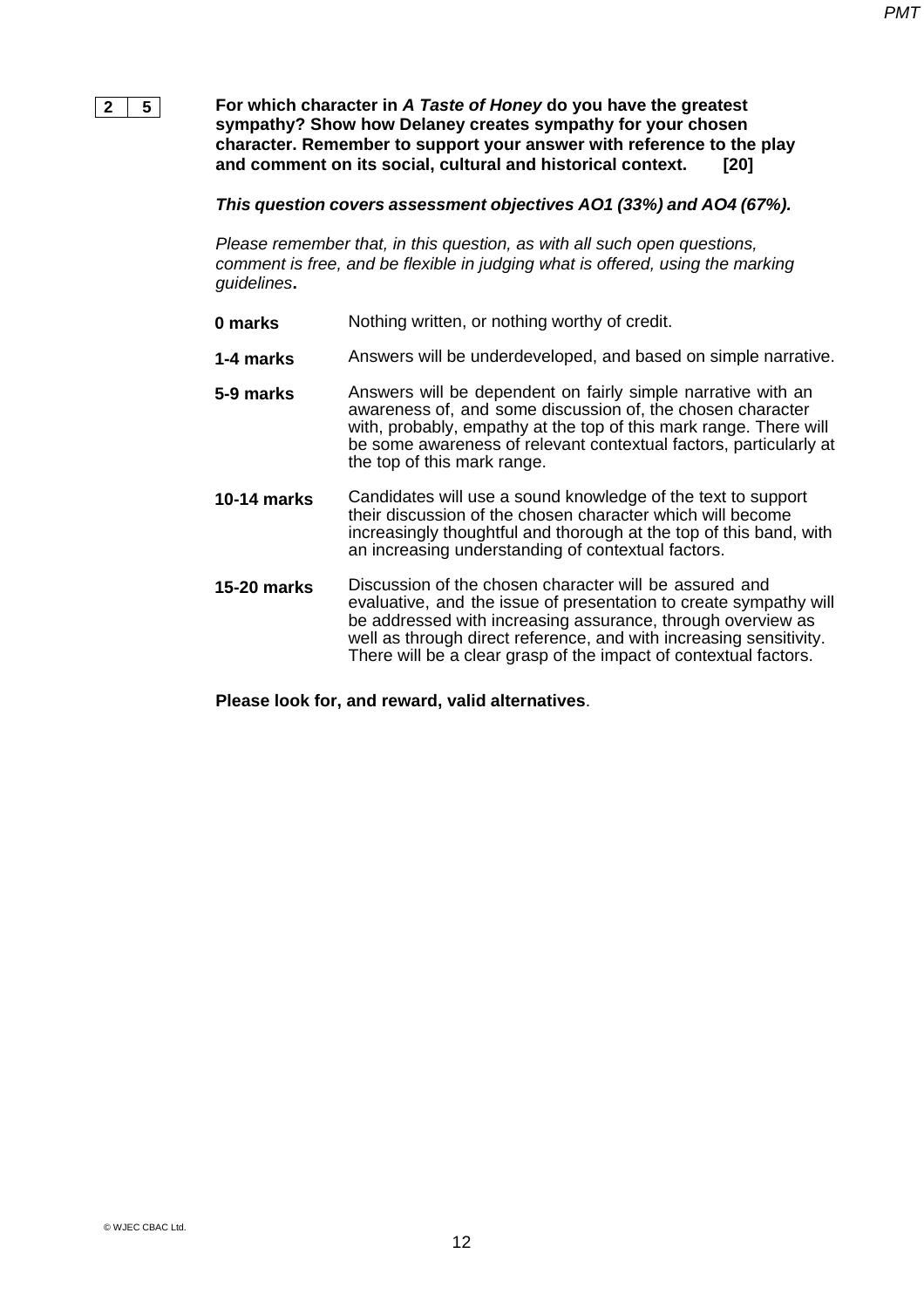**2 5** **For which character in *A Taste of Honey* do you have the greatest sympathy? Show how Delaney creates sympathy for your chosen character. Remember to support your answer with reference to the play and comment on its social, cultural and historical context. [20]**

***This question covers assessment objectives AO1 (33%) and AO4 (67%).***

*Please remember that, in this question, as with all such open questions, comment is free, and be flexible in judging what is offered, using the marking guidelines***.**

| | |
|---|---|
| **0 marks** | Nothing written, or nothing worthy of credit. |
| **1-4 marks** | Answers will be underdeveloped, and based on simple narrative. |
| **5-9 marks** | Answers will be dependent on fairly simple narrative with an awareness of, and some discussion of, the chosen character with, probably, empathy at the top of this mark range. There will be some awareness of relevant contextual factors, particularly at the top of this mark range. |
| **10-14 marks** | Candidates will use a sound knowledge of the text to support their discussion of the chosen character which will become increasingly thoughtful and thorough at the top of this band, with an increasing understanding of contextual factors. |
| **15-20 marks** | Discussion of the chosen character will be assured and evaluative, and the issue of presentation to create sympathy will be addressed with increasing assurance, through overview as well as through direct reference, and with increasing sensitivity. There will be a clear grasp of the impact of contextual factors. |

**Please look for, and reward, valid alternatives**.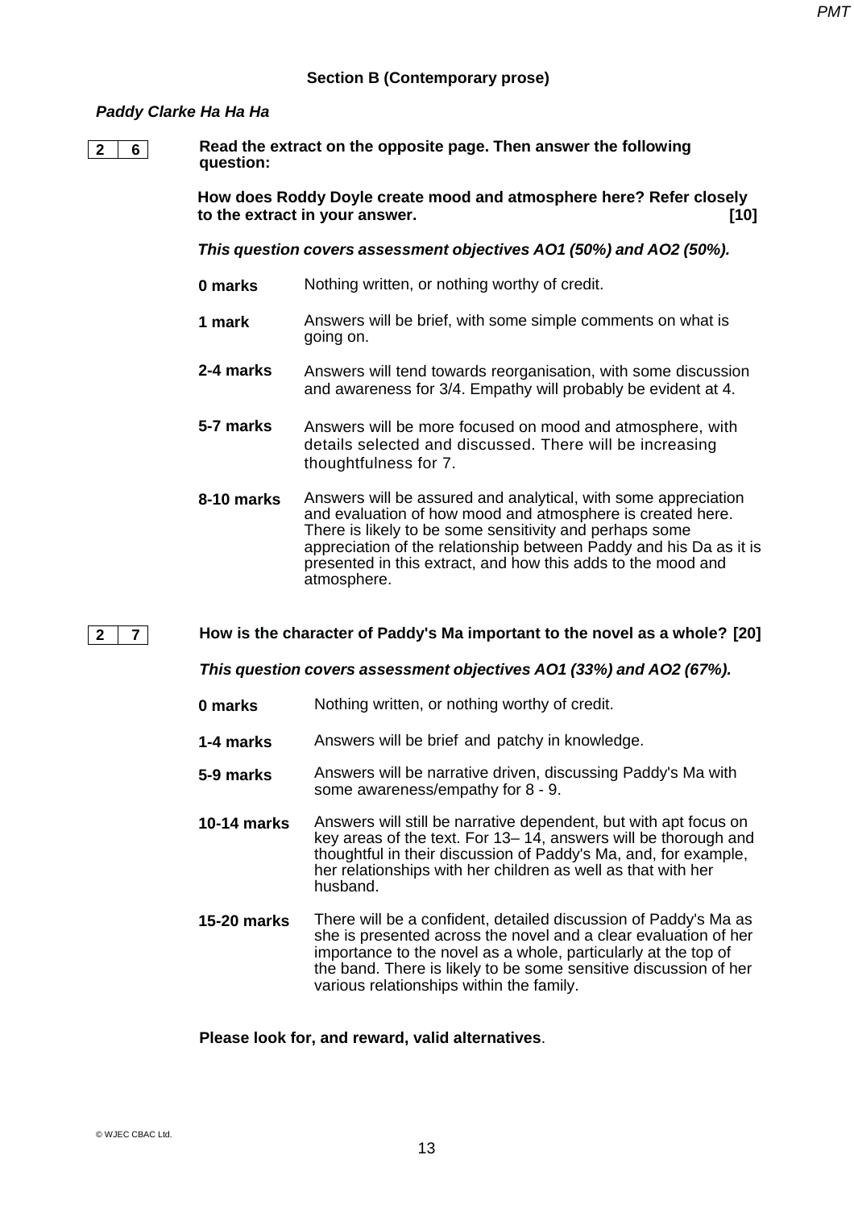### Section B (Contemporary prose)

***Paddy Clarke Ha Ha Ha***

**2 6** **Read the extract on the opposite page. Then answer the following question:**

**How does Roddy Doyle create mood and atmosphere here? Refer closely to the extract in your answer. [10]**

***This question covers assessment objectives AO1 (50%) and AO2 (50%).***

| | |
|---|---|
| **0 marks** | Nothing written, or nothing worthy of credit. |
| **1 mark** | Answers will be brief, with some simple comments on what is going on. |
| **2-4 marks** | Answers will tend towards reorganisation, with some discussion and awareness for 3/4. Empathy will probably be evident at 4. |
| **5-7 marks** | Answers will be more focused on mood and atmosphere, with details selected and discussed. There will be increasing thoughtfulness for 7. |
| **8-10 marks** | Answers will be assured and analytical, with some appreciation and evaluation of how mood and atmosphere is created here. There is likely to be some sensitivity and perhaps some appreciation of the relationship between Paddy and his Da as it is presented in this extract, and how this adds to the mood and atmosphere. |

**2 7** **How is the character of Paddy's Ma important to the novel as a whole? [20]**

***This question covers assessment objectives AO1 (33%) and AO2 (67%).***

| | |
|---|---|
| **0 marks** | Nothing written, or nothing worthy of credit. |
| **1-4 marks** | Answers will be brief and patchy in knowledge. |
| **5-9 marks** | Answers will be narrative driven, discussing Paddy's Ma with some awareness/empathy for 8 - 9. |
| **10-14 marks** | Answers will still be narrative dependent, but with apt focus on key areas of the text. For 13– 14, answers will be thorough and thoughtful in their discussion of Paddy's Ma, and, for example, her relationships with her children as well as that with her husband. |
| **15-20 marks** | There will be a confident, detailed discussion of Paddy's Ma as she is presented across the novel and a clear evaluation of her importance to the novel as a whole, particularly at the top of the band. There is likely to be some sensitive discussion of her various relationships within the family. |

**Please look for, and reward, valid alternatives**.

© WJEC CBAC Ltd.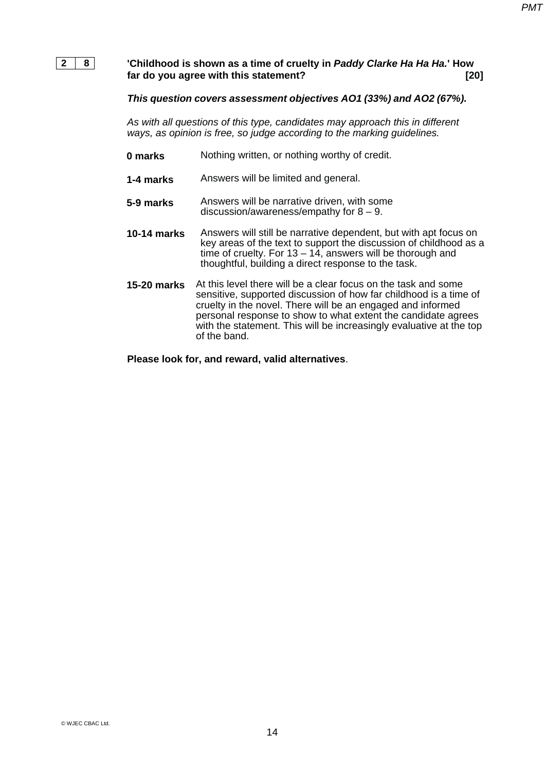**2 8** **'Childhood is shown as a time of cruelty in *Paddy Clarke Ha Ha Ha.*' How far do you agree with this statement?** **[20]**

***This question covers assessment objectives AO1 (33%) and AO2 (67%).***

*As with all questions of this type, candidates may approach this in different ways, as opinion is free, so judge according to the marking guidelines.*

| | |
|---|---|
| **0 marks** | Nothing written, or nothing worthy of credit. |
| **1-4 marks** | Answers will be limited and general. |
| **5-9 marks** | Answers will be narrative driven, with some discussion/awareness/empathy for 8 – 9. |
| **10-14 marks** | Answers will still be narrative dependent, but with apt focus on key areas of the text to support the discussion of childhood as a time of cruelty. For 13 – 14, answers will be thorough and thoughtful, building a direct response to the task. |
| **15-20 marks** | At this level there will be a clear focus on the task and some sensitive, supported discussion of how far childhood is a time of cruelty in the novel. There will be an engaged and informed personal response to show to what extent the candidate agrees with the statement. This will be increasingly evaluative at the top of the band. |

**Please look for, and reward, valid alternatives**.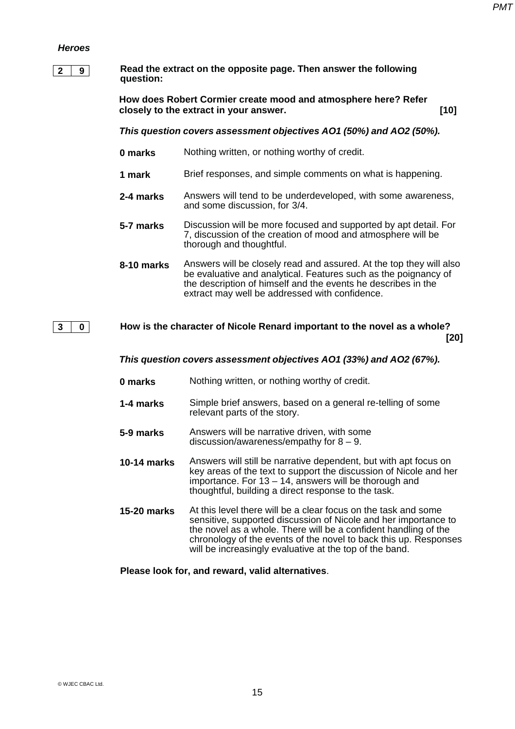***Heroes***

**2 9** **Read the extract on the opposite page. Then answer the following question:**

**How does Robert Cormier create mood and atmosphere here? Refer closely to the extract in your answer. [10]**

***This question covers assessment objectives AO1 (50%) and AO2 (50%).***

| | |
|---|---|
| **0 marks** | Nothing written, or nothing worthy of credit. |
| **1 mark** | Brief responses, and simple comments on what is happening. |
| **2-4 marks** | Answers will tend to be underdeveloped, with some awareness, and some discussion, for 3/4. |
| **5-7 marks** | Discussion will be more focused and supported by apt detail. For 7, discussion of the creation of mood and atmosphere will be thorough and thoughtful. |
| **8-10 marks** | Answers will be closely read and assured. At the top they will also be evaluative and analytical. Features such as the poignancy of the description of himself and the events he describes in the extract may well be addressed with confidence. |

**3 0** **How is the character of Nicole Renard important to the novel as a whole? [20]**

***This question covers assessment objectives AO1 (33%) and AO2 (67%).***

| | |
|---|---|
| **0 marks** | Nothing written, or nothing worthy of credit. |
| **1-4 marks** | Simple brief answers, based on a general re-telling of some relevant parts of the story. |
| **5-9 marks** | Answers will be narrative driven, with some discussion/awareness/empathy for 8 – 9. |
| **10-14 marks** | Answers will still be narrative dependent, but with apt focus on key areas of the text to support the discussion of Nicole and her importance. For 13 – 14, answers will be thorough and thoughtful, building a direct response to the task. |
| **15-20 marks** | At this level there will be a clear focus on the task and some sensitive, supported discussion of Nicole and her importance to the novel as a whole. There will be a confident handling of the chronology of the events of the novel to back this up. Responses will be increasingly evaluative at the top of the band. |

**Please look for, and reward, valid alternatives**.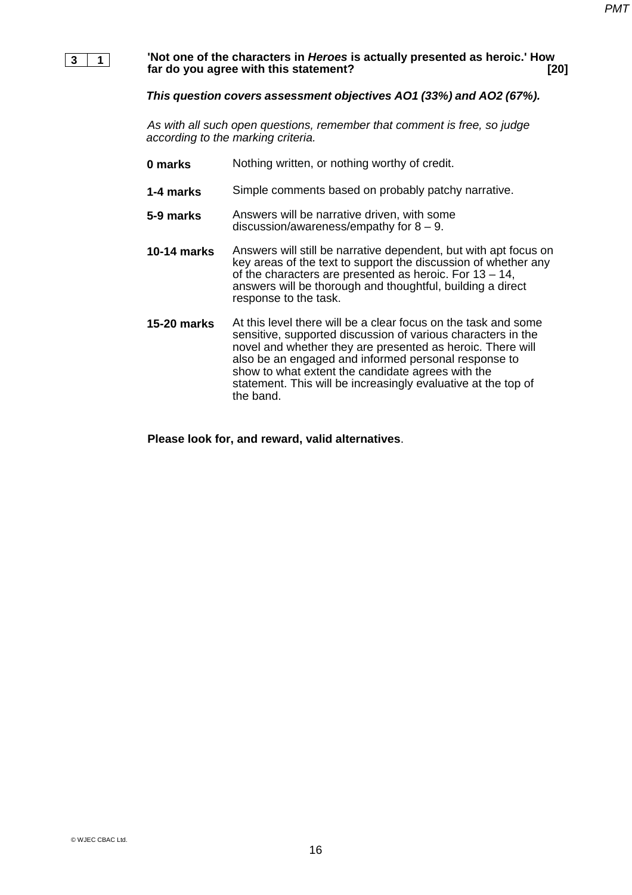**3 1** **'Not one of the characters in *Heroes* is actually presented as heroic.' How far do you agree with this statement? [20]**

***This question covers assessment objectives AO1 (33%) and AO2 (67%).***

*As with all such open questions, remember that comment is free, so judge according to the marking criteria.*

| | |
|---|---|
| **0 marks** | Nothing written, or nothing worthy of credit. |
| **1-4 marks** | Simple comments based on probably patchy narrative. |
| **5-9 marks** | Answers will be narrative driven, with some discussion/awareness/empathy for 8 – 9. |
| **10-14 marks** | Answers will still be narrative dependent, but with apt focus on key areas of the text to support the discussion of whether any of the characters are presented as heroic. For 13 – 14, answers will be thorough and thoughtful, building a direct response to the task. |
| **15-20 marks** | At this level there will be a clear focus on the task and some sensitive, supported discussion of various characters in the novel and whether they are presented as heroic. There will also be an engaged and informed personal response to show to what extent the candidate agrees with the statement. This will be increasingly evaluative at the top of the band. |

**Please look for, and reward, valid alternatives**.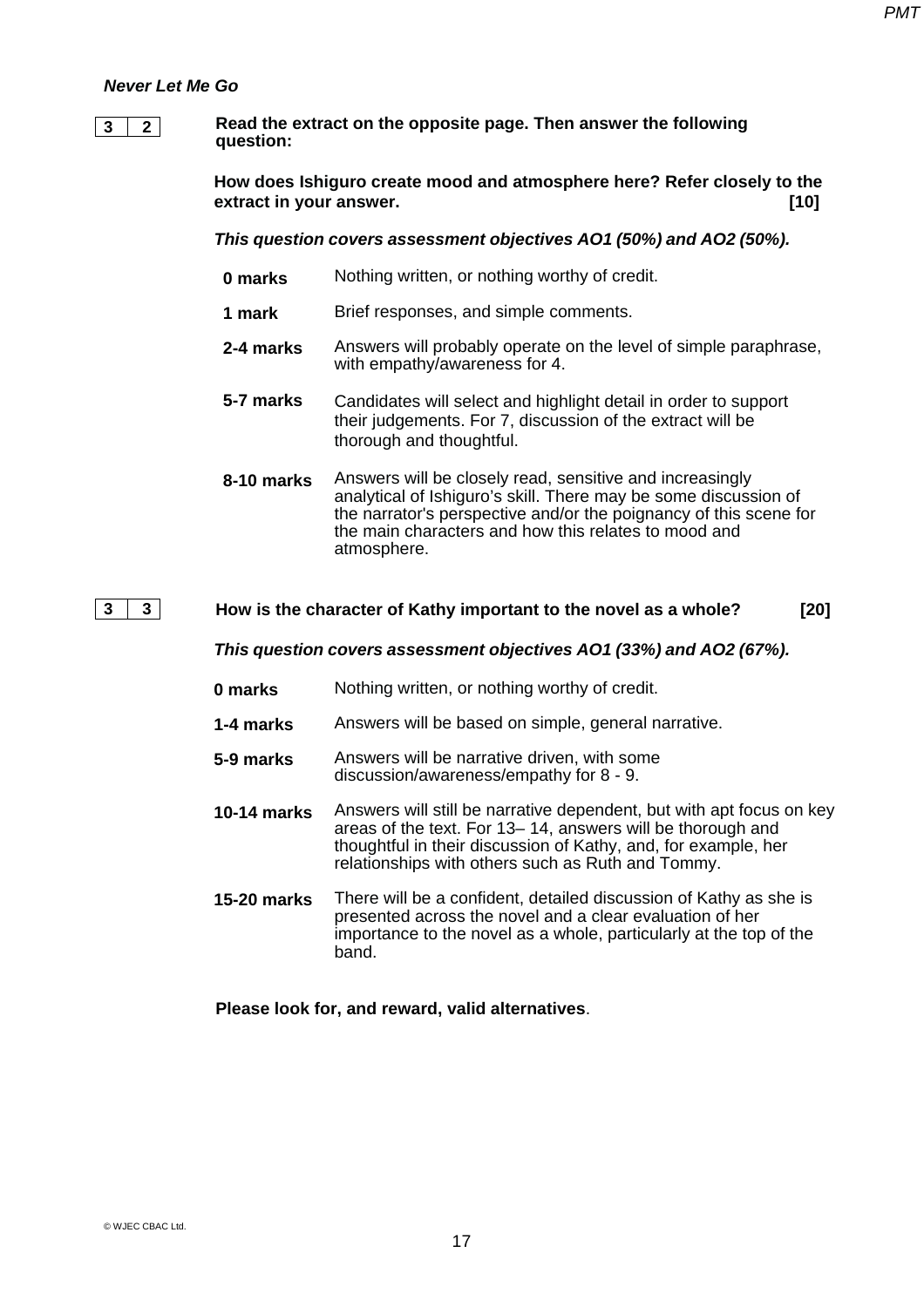***Never Let Me Go***

**3 2** **Read the extract on the opposite page. Then answer the following question:**

**How does Ishiguro create mood and atmosphere here? Refer closely to the extract in your answer. [10]**

***This question covers assessment objectives AO1 (50%) and AO2 (50%).***

| | |
|---|---|
| **0 marks** | Nothing written, or nothing worthy of credit. |
| **1 mark** | Brief responses, and simple comments. |
| **2-4 marks** | Answers will probably operate on the level of simple paraphrase, with empathy/awareness for 4. |
| **5-7 marks** | Candidates will select and highlight detail in order to support their judgements. For 7, discussion of the extract will be thorough and thoughtful. |
| **8-10 marks** | Answers will be closely read, sensitive and increasingly analytical of Ishiguro's skill. There may be some discussion of the narrator's perspective and/or the poignancy of this scene for the main characters and how this relates to mood and atmosphere. |

**3 3** **How is the character of Kathy important to the novel as a whole? [20]**

***This question covers assessment objectives AO1 (33%) and AO2 (67%).***

| | |
|---|---|
| **0 marks** | Nothing written, or nothing worthy of credit. |
| **1-4 marks** | Answers will be based on simple, general narrative. |
| **5-9 marks** | Answers will be narrative driven, with some discussion/awareness/empathy for 8 - 9. |
| **10-14 marks** | Answers will still be narrative dependent, but with apt focus on key areas of the text. For 13– 14, answers will be thorough and thoughtful in their discussion of Kathy, and, for example, her relationships with others such as Ruth and Tommy. |
| **15-20 marks** | There will be a confident, detailed discussion of Kathy as she is presented across the novel and a clear evaluation of her importance to the novel as a whole, particularly at the top of the band. |

**Please look for, and reward, valid alternatives**.

© WJEC CBAC Ltd.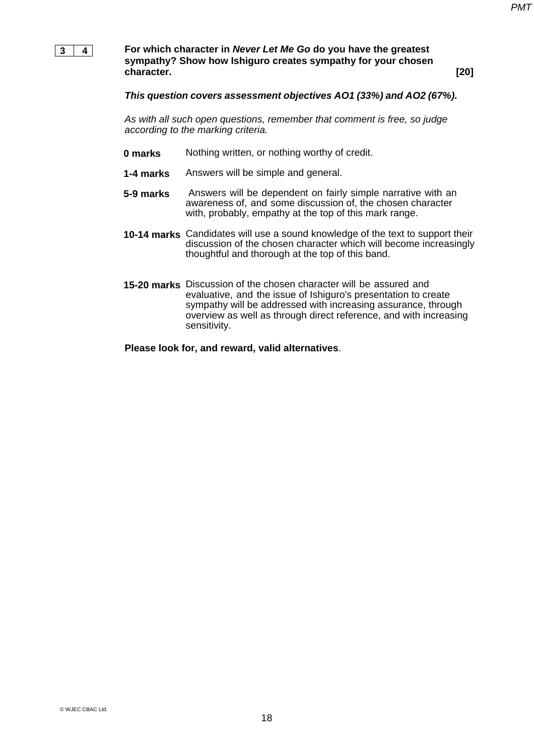**3 4** **For which character in *Never Let Me Go* do you have the greatest sympathy? Show how Ishiguro creates sympathy for your chosen character. [20]**

***This question covers assessment objectives AO1 (33%) and AO2 (67%).***

*As with all such open questions, remember that comment is free, so judge according to the marking criteria.*

| | |
|---|---|
| **0 marks** | Nothing written, or nothing worthy of credit. |
| **1-4 marks** | Answers will be simple and general. |
| **5-9 marks** | Answers will be dependent on fairly simple narrative with an awareness of, and some discussion of, the chosen character with, probably, empathy at the top of this mark range. |
| **10-14 marks** | Candidates will use a sound knowledge of the text to support their discussion of the chosen character which will become increasingly thoughtful and thorough at the top of this band. |
| **15-20 marks** | Discussion of the chosen character will be assured and evaluative, and the issue of Ishiguro's presentation to create sympathy will be addressed with increasing assurance, through overview as well as through direct reference, and with increasing sensitivity. |

**Please look for, and reward, valid alternatives**.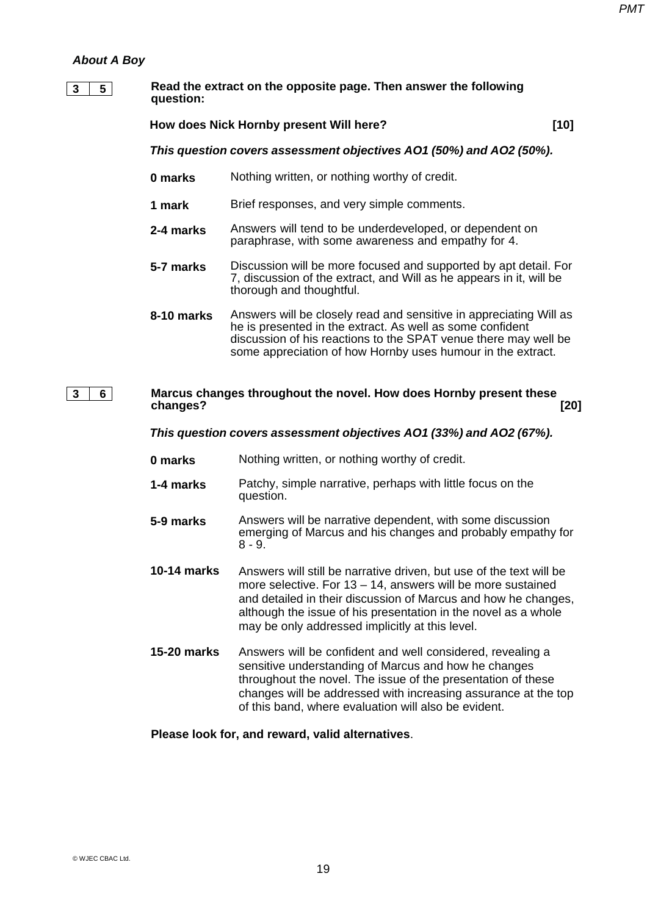***About A Boy***

**3 5** **Read the extract on the opposite page. Then answer the following question:**

**How does Nick Hornby present Will here? [10]**

***This question covers assessment objectives AO1 (50%) and AO2 (50%).***

| | |
|---|---|
| **0 marks** | Nothing written, or nothing worthy of credit. |
| **1 mark** | Brief responses, and very simple comments. |
| **2-4 marks** | Answers will tend to be underdeveloped, or dependent on paraphrase, with some awareness and empathy for 4. |
| **5-7 marks** | Discussion will be more focused and supported by apt detail. For 7, discussion of the extract, and Will as he appears in it, will be thorough and thoughtful. |
| **8-10 marks** | Answers will be closely read and sensitive in appreciating Will as he is presented in the extract. As well as some confident discussion of his reactions to the SPAT venue there may well be some appreciation of how Hornby uses humour in the extract. |

**3 6** **Marcus changes throughout the novel. How does Hornby present these changes? [20]**

***This question covers assessment objectives AO1 (33%) and AO2 (67%).***

| | |
|---|---|
| **0 marks** | Nothing written, or nothing worthy of credit. |
| **1-4 marks** | Patchy, simple narrative, perhaps with little focus on the question. |
| **5-9 marks** | Answers will be narrative dependent, with some discussion emerging of Marcus and his changes and probably empathy for 8 - 9. |
| **10-14 marks** | Answers will still be narrative driven, but use of the text will be more selective. For 13 – 14, answers will be more sustained and detailed in their discussion of Marcus and how he changes, although the issue of his presentation in the novel as a whole may be only addressed implicitly at this level. |
| **15-20 marks** | Answers will be confident and well considered, revealing a sensitive understanding of Marcus and how he changes throughout the novel. The issue of the presentation of these changes will be addressed with increasing assurance at the top of this band, where evaluation will also be evident. |

**Please look for, and reward, valid alternatives**.

© WJEC CBAC Ltd.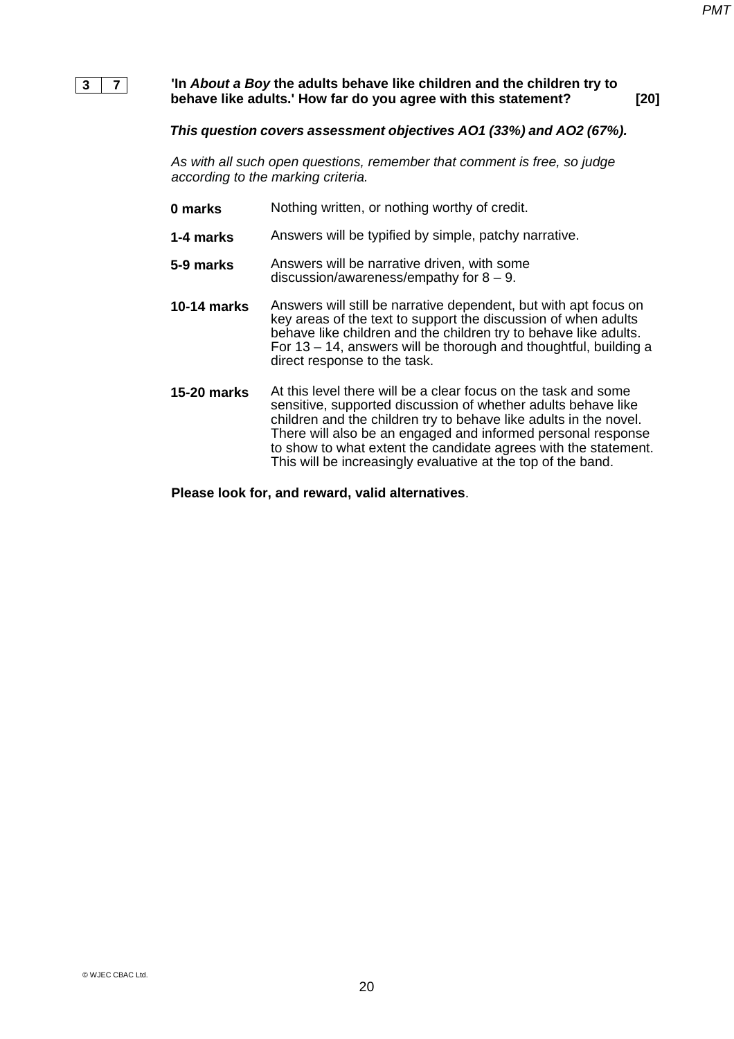**3 7** **'In *About a Boy* the adults behave like children and the children try to behave like adults.' How far do you agree with this statement? [20]**

***This question covers assessment objectives AO1 (33%) and AO2 (67%).***

*As with all such open questions, remember that comment is free, so judge according to the marking criteria.*

| | |
|---|---|
| **0 marks** | Nothing written, or nothing worthy of credit. |
| **1-4 marks** | Answers will be typified by simple, patchy narrative. |
| **5-9 marks** | Answers will be narrative driven, with some discussion/awareness/empathy for 8 – 9. |
| **10-14 marks** | Answers will still be narrative dependent, but with apt focus on key areas of the text to support the discussion of when adults behave like children and the children try to behave like adults. For 13 – 14, answers will be thorough and thoughtful, building a direct response to the task. |
| **15-20 marks** | At this level there will be a clear focus on the task and some sensitive, supported discussion of whether adults behave like children and the children try to behave like adults in the novel. There will also be an engaged and informed personal response to show to what extent the candidate agrees with the statement. This will be increasingly evaluative at the top of the band. |

**Please look for, and reward, valid alternatives**.

© WJEC CBAC Ltd.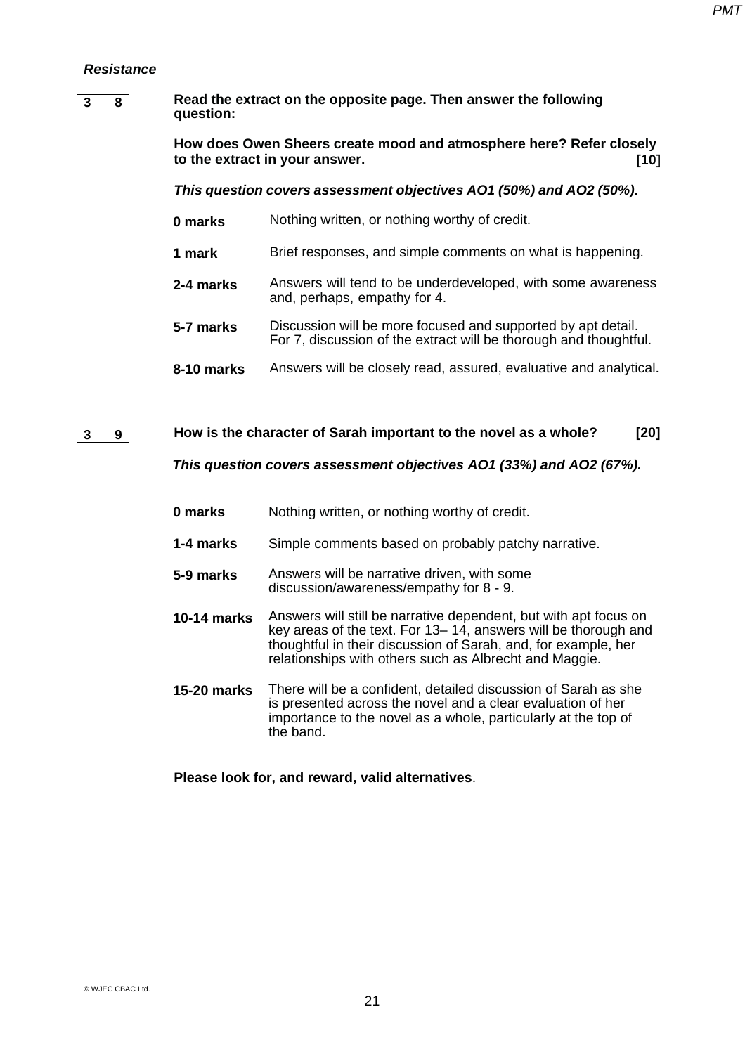***Resistance***

**3 8** **Read the extract on the opposite page. Then answer the following question:**

**How does Owen Sheers create mood and atmosphere here? Refer closely to the extract in your answer. [10]**

***This question covers assessment objectives AO1 (50%) and AO2 (50%).***

| | |
|---|---|
| **0 marks** | Nothing written, or nothing worthy of credit. |
| **1 mark** | Brief responses, and simple comments on what is happening. |
| **2-4 marks** | Answers will tend to be underdeveloped, with some awareness and, perhaps, empathy for 4. |
| **5-7 marks** | Discussion will be more focused and supported by apt detail. For 7, discussion of the extract will be thorough and thoughtful. |
| **8-10 marks** | Answers will be closely read, assured, evaluative and analytical. |

**3 9** **How is the character of Sarah important to the novel as a whole? [20]**

***This question covers assessment objectives AO1 (33%) and AO2 (67%).***

| | |
|---|---|
| **0 marks** | Nothing written, or nothing worthy of credit. |
| **1-4 marks** | Simple comments based on probably patchy narrative. |
| **5-9 marks** | Answers will be narrative driven, with some discussion/awareness/empathy for 8 - 9. |
| **10-14 marks** | Answers will still be narrative dependent, but with apt focus on key areas of the text. For 13– 14, answers will be thorough and thoughtful in their discussion of Sarah, and, for example, her relationships with others such as Albrecht and Maggie. |
| **15-20 marks** | There will be a confident, detailed discussion of Sarah as she is presented across the novel and a clear evaluation of her importance to the novel as a whole, particularly at the top of the band. |

**Please look for, and reward, valid alternatives**.

© WJEC CBAC Ltd.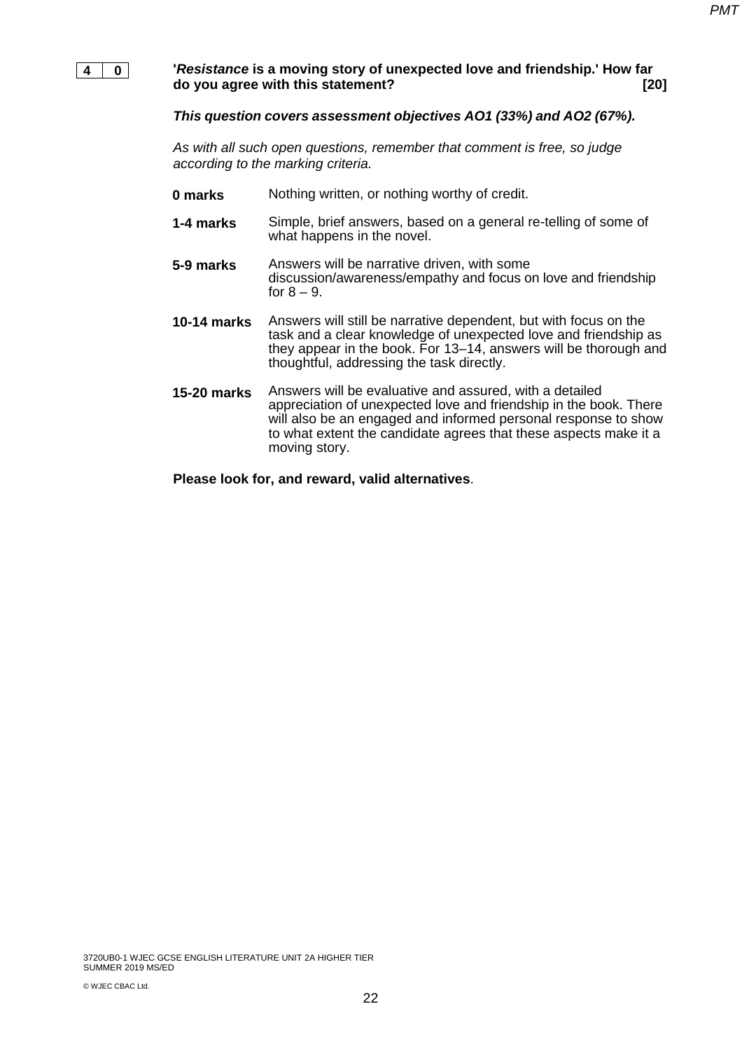**4 0** **'*Resistance* is a moving story of unexpected love and friendship.' How far do you agree with this statement? [20]**

***This question covers assessment objectives AO1 (33%) and AO2 (67%).***

*As with all such open questions, remember that comment is free, so judge according to the marking criteria.*

| | |
|---|---|
| **0 marks** | Nothing written, or nothing worthy of credit. |
| **1-4 marks** | Simple, brief answers, based on a general re-telling of some of what happens in the novel. |
| **5-9 marks** | Answers will be narrative driven, with some discussion/awareness/empathy and focus on love and friendship for 8 – 9. |
| **10-14 marks** | Answers will still be narrative dependent, but with focus on the task and a clear knowledge of unexpected love and friendship as they appear in the book. For 13–14, answers will be thorough and thoughtful, addressing the task directly. |
| **15-20 marks** | Answers will be evaluative and assured, with a detailed appreciation of unexpected love and friendship in the book. There will also be an engaged and informed personal response to show to what extent the candidate agrees that these aspects make it a moving story. |

**Please look for, and reward, valid alternatives**.